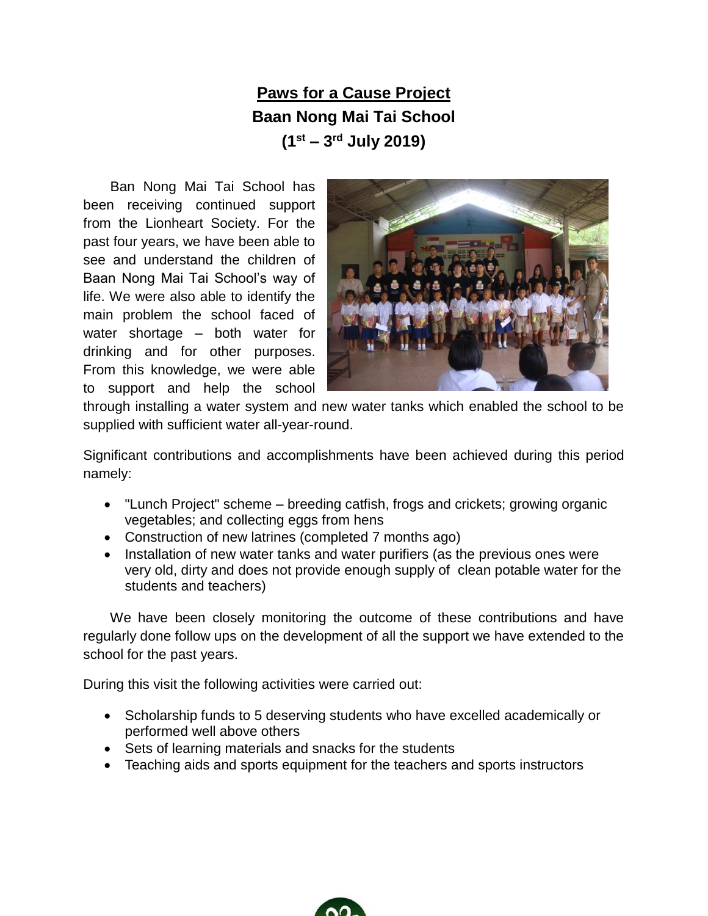**Paws for a Cause Project**

**Baan Nong Mai Tai School**

**(1st – 3rd July 2019)**

Ban Nong Mai Tai School has been receiving continued support from the Lionheart Society. For the past four years, we have been able to see and understand the children of Baan Nong Mai Tai School's way of life. We were also able to identify the main problem the school faced of water shortage – both water for drinking and for other purposes. From this knowledge, we were able to support and help the school through installing a water system and new water tanks which enabled the school to be supplied with sufficient water all-year-round.

Significant contributions and accomplishments have been achieved during this period namely:

- "Lunch Project" scheme – breeding catfish, frogs and crickets; growing organic vegetables; and collecting eggs from hens
- Construction of new latrines (completed 7 months ago)
- Installation of new water tanks and water purifiers (as the previous ones were very old, dirty and does not provide enough supply of clean potable water for the students and teachers)

We have been closely monitoring the outcome of these contributions and have regularly done follow ups on the development of all the support we have extended to the school for the past years.

During this visit the following activities were carried out:

- Scholarship funds to 5 deserving students who have excelled academically or performed well above others
- Sets of learning materials and snacks for the students
- Teaching aids and sports equipment for the teachers and sports instructors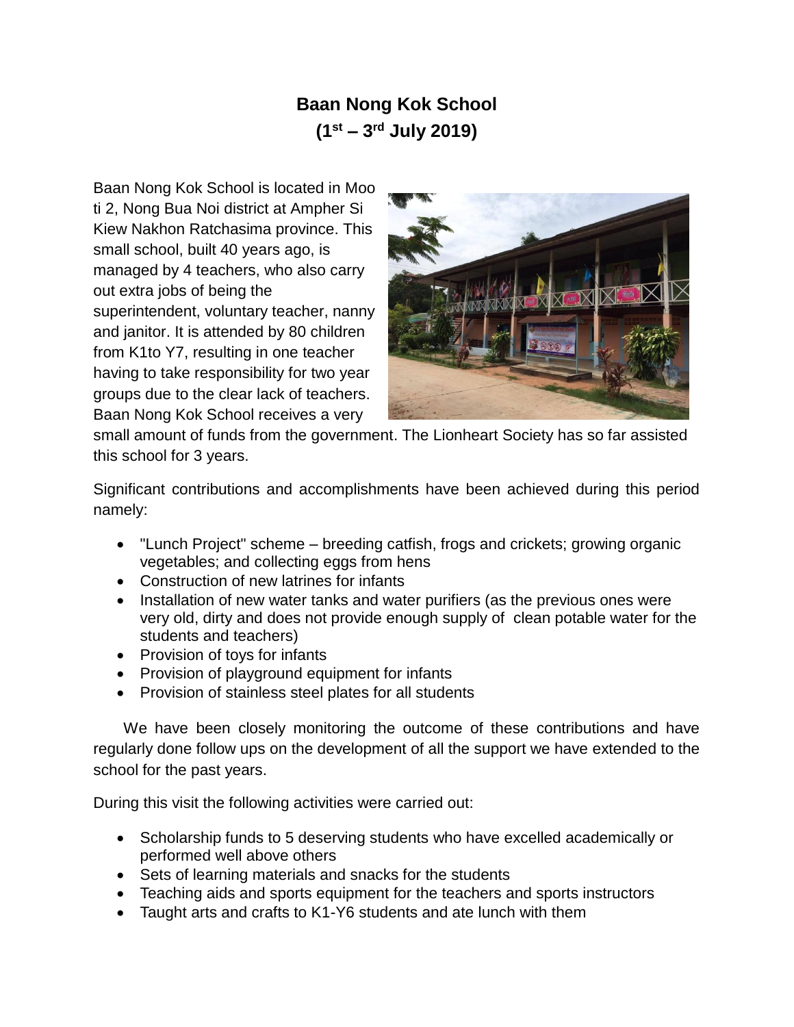# Baan Nong Kok School
## (1st – 3rd July 2019)

Baan Nong Kok School is located in Moo ti 2, Nong Bua Noi district at Ampher Si Kiew Nakhon Ratchasima province. This small school, built 40 years ago, is managed by 4 teachers, who also carry out extra jobs of being the superintendent, voluntary teacher, nanny and janitor. It is attended by 80 children from K1to Y7, resulting in one teacher having to take responsibility for two year groups due to the clear lack of teachers. Baan Nong Kok School receives a very small amount of funds from the government. The Lionheart Society has so far assisted this school for 3 years.

Significant contributions and accomplishments have been achieved during this period namely:

- "Lunch Project" scheme – breeding catfish, frogs and crickets; growing organic vegetables; and collecting eggs from hens
- Construction of new latrines for infants
- Installation of new water tanks and water purifiers (as the previous ones were very old, dirty and does not provide enough supply of clean potable water for the students and teachers)
- Provision of toys for infants
- Provision of playground equipment for infants
- Provision of stainless steel plates for all students

We have been closely monitoring the outcome of these contributions and have regularly done follow ups on the development of all the support we have extended to the school for the past years.

During this visit the following activities were carried out:

- Scholarship funds to 5 deserving students who have excelled academically or performed well above others
- Sets of learning materials and snacks for the students
- Teaching aids and sports equipment for the teachers and sports instructors
- Taught arts and crafts to K1-Y6 students and ate lunch with them